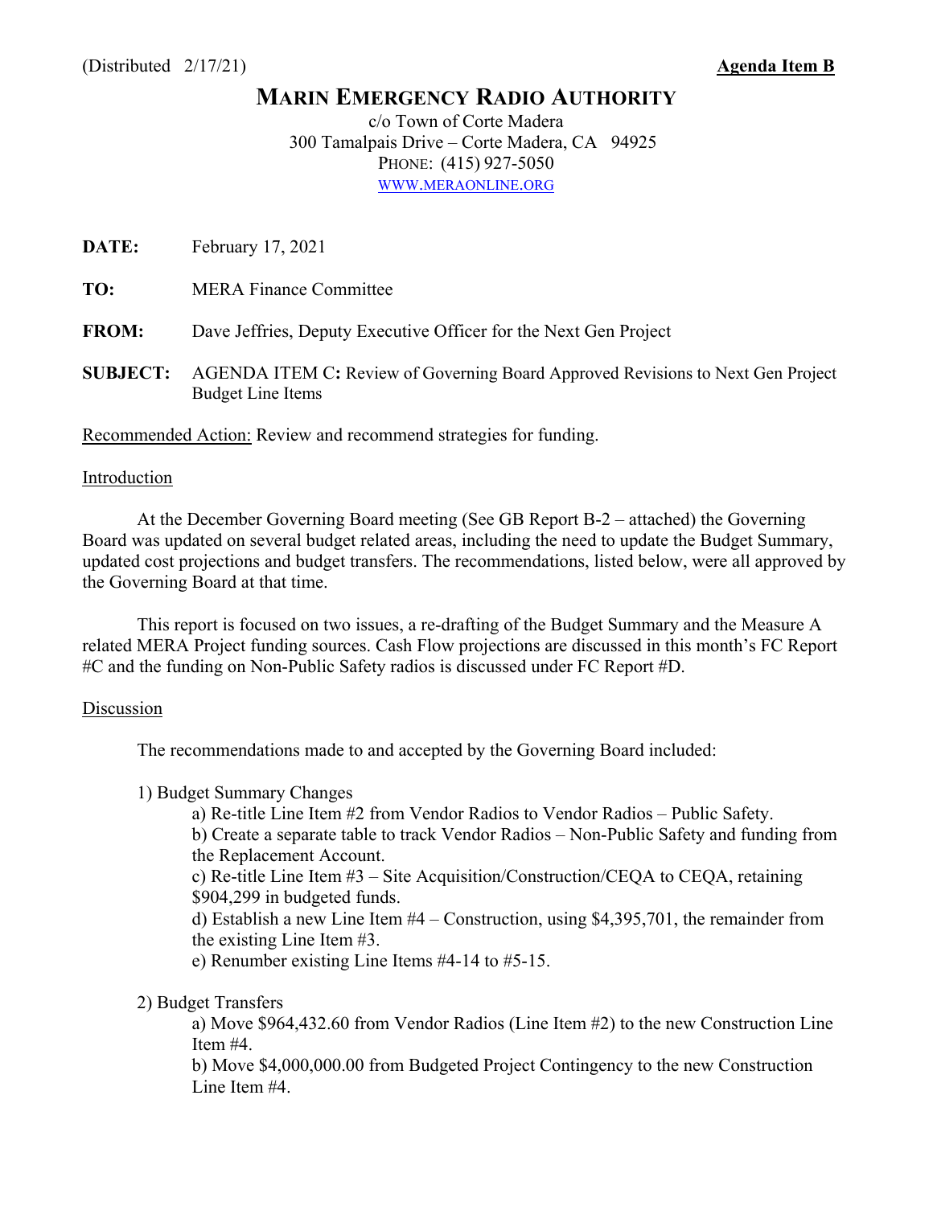(Distributed 2/17/21) **Agenda Item B**

# MARIN EMERGENCY RADIO AUTHORITY

c/o Town of Corte Madera
300 Tamalpais Drive – Corte Madera, CA 94925
PHONE: (415) 927-5050
WWW.MERAONLINE.ORG

**DATE:** February 17, 2021

**TO:** MERA Finance Committee

**FROM:** Dave Jeffries, Deputy Executive Officer for the Next Gen Project

**SUBJECT:** AGENDA ITEM C**:** Review of Governing Board Approved Revisions to Next Gen Project Budget Line Items

Recommended Action: Review and recommend strategies for funding.

Introduction

At the December Governing Board meeting (See GB Report B-2 – attached) the Governing Board was updated on several budget related areas, including the need to update the Budget Summary, updated cost projections and budget transfers. The recommendations, listed below, were all approved by the Governing Board at that time.

This report is focused on two issues, a re-drafting of the Budget Summary and the Measure A related MERA Project funding sources. Cash Flow projections are discussed in this month's FC Report #C and the funding on Non-Public Safety radios is discussed under FC Report #D.

Discussion

The recommendations made to and accepted by the Governing Board included:

1) Budget Summary Changes
   - a) Re-title Line Item #2 from Vendor Radios to Vendor Radios – Public Safety.
   - b) Create a separate table to track Vendor Radios – Non-Public Safety and funding from the Replacement Account.
   - c) Re-title Line Item #3 – Site Acquisition/Construction/CEQA to CEQA, retaining $904,299 in budgeted funds.
   - d) Establish a new Line Item #4 – Construction, using $4,395,701, the remainder from the existing Line Item #3.
   - e) Renumber existing Line Items #4-14 to #5-15.

2) Budget Transfers
   - a) Move $964,432.60 from Vendor Radios (Line Item #2) to the new Construction Line Item #4.
   - b) Move $4,000,000.00 from Budgeted Project Contingency to the new Construction Line Item #4.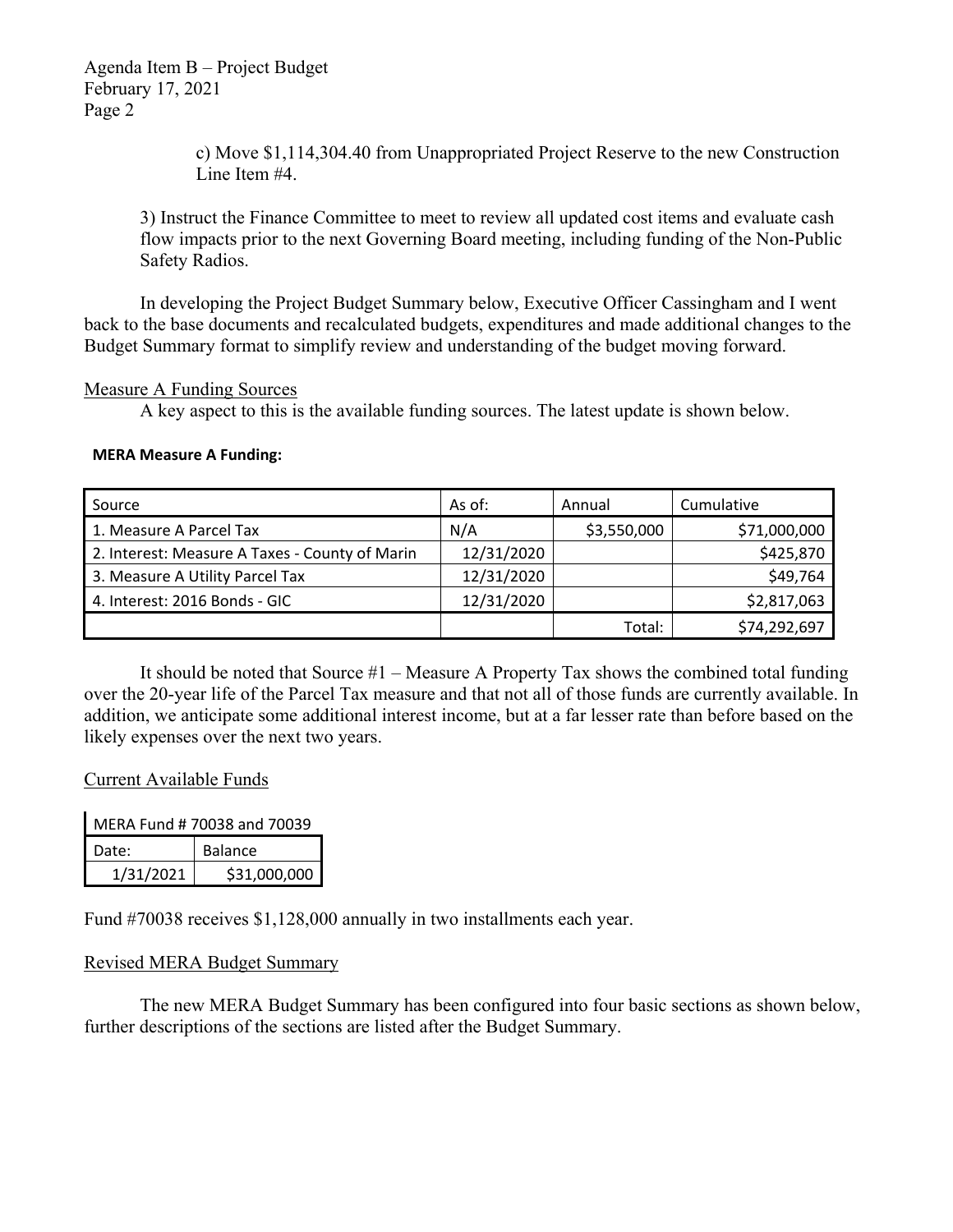c) Move $1,114,304.40 from Unappropriated Project Reserve to the new Construction Line Item #4.

3) Instruct the Finance Committee to meet to review all updated cost items and evaluate cash flow impacts prior to the next Governing Board meeting, including funding of the Non-Public Safety Radios.

In developing the Project Budget Summary below, Executive Officer Cassingham and I went back to the base documents and recalculated budgets, expenditures and made additional changes to the Budget Summary format to simplify review and understanding of the budget moving forward.

<u>Measure A Funding Sources</u>

A key aspect to this is the available funding sources. The latest update is shown below.

**MERA Measure A Funding:**

| Source | As of: | Annual | Cumulative |
|---|---|---|---|
| 1. Measure A Parcel Tax | N/A | $3,550,000 | $71,000,000 |
| 2. Interest: Measure A Taxes - County of Marin | 12/31/2020 | | $425,870 |
| 3. Measure A Utility Parcel Tax | 12/31/2020 | | $49,764 |
| 4. Interest: 2016 Bonds - GIC | 12/31/2020 | | $2,817,063 |
| | | Total: | $74,292,697 |

It should be noted that Source #1 – Measure A Property Tax shows the combined total funding over the 20-year life of the Parcel Tax measure and that not all of those funds are currently available. In addition, we anticipate some additional interest income, but at a far lesser rate than before based on the likely expenses over the next two years.

<u>Current Available Funds</u>

| MERA Fund # 70038 and 70039 | |
|---|---|
| Date: | Balance |
| 1/31/2021 | $31,000,000 |

Fund #70038 receives $1,128,000 annually in two installments each year.

<u>Revised MERA Budget Summary</u>

The new MERA Budget Summary has been configured into four basic sections as shown below, further descriptions of the sections are listed after the Budget Summary.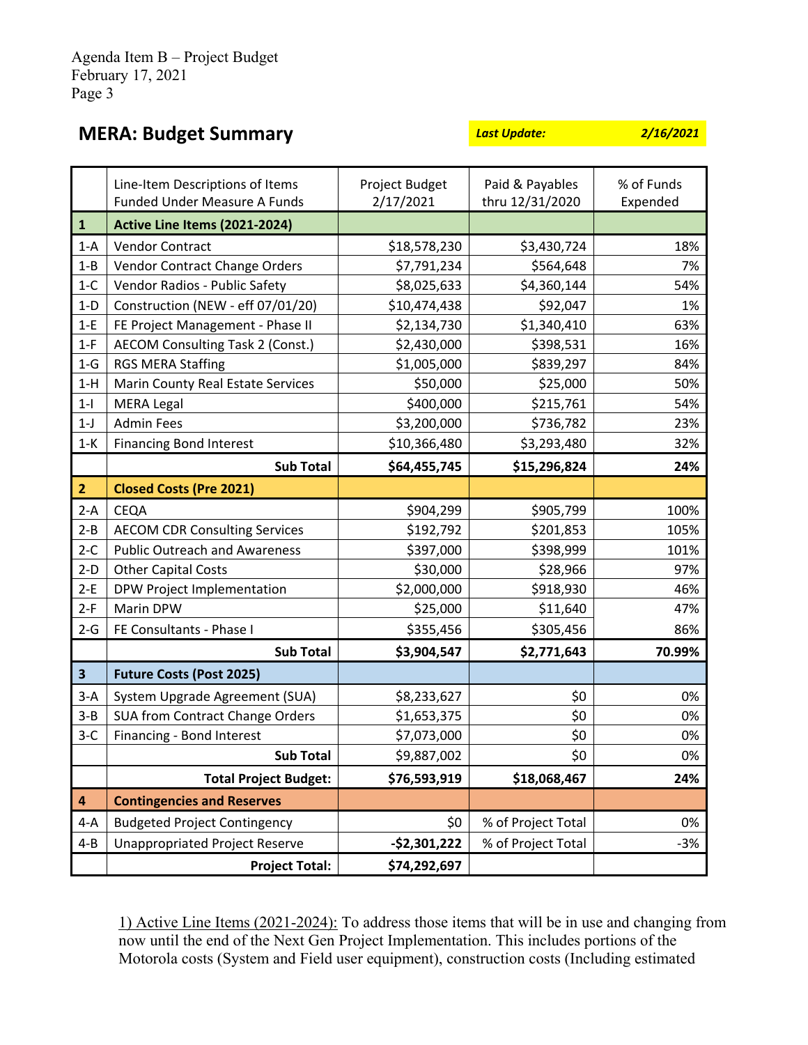## MERA: Budget Summary

***Last Update: 2/16/2021***

| | Line-Item Descriptions of Items Funded Under Measure A Funds | Project Budget 2/17/2021 | Paid & Payables thru 12/31/2020 | % of Funds Expended |
|---|---|---|---|---|
| **1** | **Active Line Items (2021-2024)** | | | |
| 1-A | Vendor Contract | $18,578,230 | $3,430,724 | 18% |
| 1-B | Vendor Contract Change Orders | $7,791,234 | $564,648 | 7% |
| 1-C | Vendor Radios - Public Safety | $8,025,633 | $4,360,144 | 54% |
| 1-D | Construction (NEW - eff 07/01/20) | $10,474,438 | $92,047 | 1% |
| 1-E | FE Project Management - Phase II | $2,134,730 | $1,340,410 | 63% |
| 1-F | AECOM Consulting Task 2 (Const.) | $2,430,000 | $398,531 | 16% |
| 1-G | RGS MERA Staffing | $1,005,000 | $839,297 | 84% |
| 1-H | Marin County Real Estate Services | $50,000 | $25,000 | 50% |
| 1-I | MERA Legal | $400,000 | $215,761 | 54% |
| 1-J | Admin Fees | $3,200,000 | $736,782 | 23% |
| 1-K | Financing Bond Interest | $10,366,480 | $3,293,480 | 32% |
| | **Sub Total** | **$64,455,745** | **$15,296,824** | **24%** |
| **2** | **Closed Costs (Pre 2021)** | | | |
| 2-A | CEQA | $904,299 | $905,799 | 100% |
| 2-B | AECOM CDR Consulting Services | $192,792 | $201,853 | 105% |
| 2-C | Public Outreach and Awareness | $397,000 | $398,999 | 101% |
| 2-D | Other Capital Costs | $30,000 | $28,966 | 97% |
| 2-E | DPW Project Implementation | $2,000,000 | $918,930 | 46% |
| 2-F | Marin DPW | $25,000 | $11,640 | 47% |
| 2-G | FE Consultants - Phase I | $355,456 | $305,456 | 86% |
| | **Sub Total** | **$3,904,547** | **$2,771,643** | **70.99%** |
| **3** | **Future Costs (Post 2025)** | | | |
| 3-A | System Upgrade Agreement (SUA) | $8,233,627 | $0 | 0% |
| 3-B | SUA from Contract Change Orders | $1,653,375 | $0 | 0% |
| 3-C | Financing - Bond Interest | $7,073,000 | $0 | 0% |
| | **Sub Total** | $9,887,002 | $0 | 0% |
| | **Total Project Budget:** | **$76,593,919** | **$18,068,467** | **24%** |
| **4** | **Contingencies and Reserves** | | | |
| 4-A | Budgeted Project Contingency | $0 | % of Project Total | 0% |
| 4-B | Unappropriated Project Reserve | **-$2,301,222** | % of Project Total | -3% |
| | **Project Total:** | **$74,292,697** | | |

1) <u>Active Line Items (2021-2024):</u> To address those items that will be in use and changing from now until the end of the Next Gen Project Implementation. This includes portions of the Motorola costs (System and Field user equipment), construction costs (Including estimated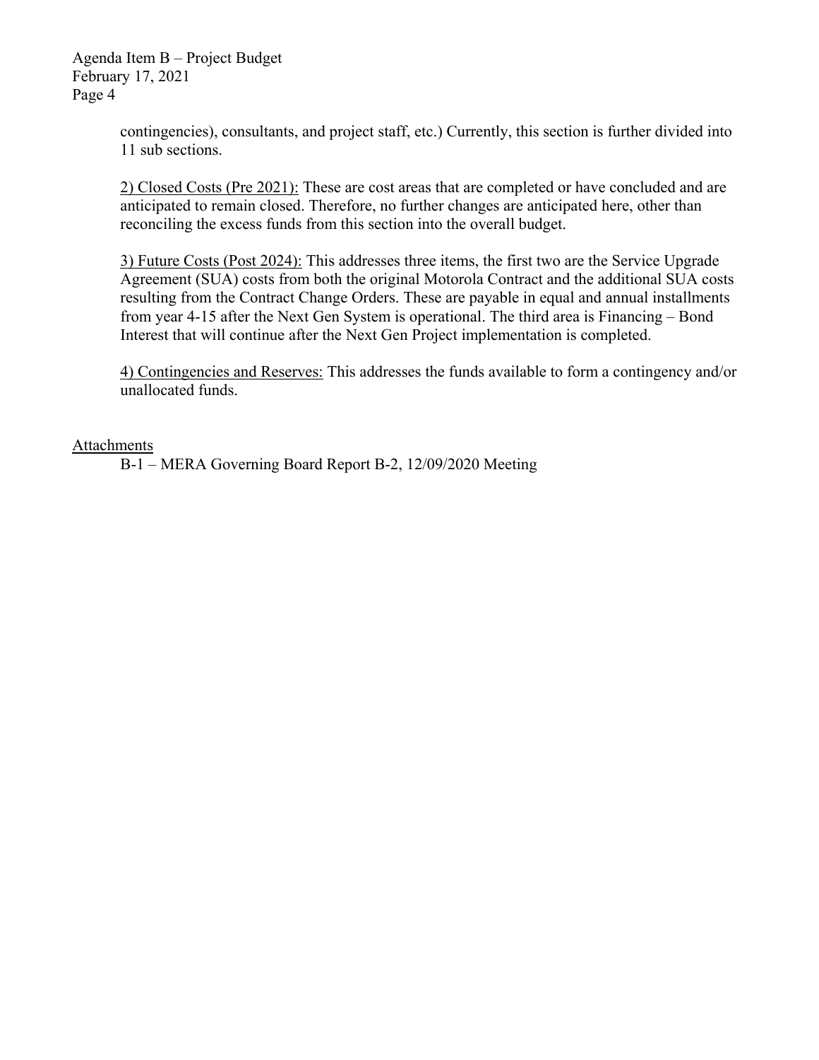contingencies), consultants, and project staff, etc.) Currently, this section is further divided into 11 sub sections.

2) Closed Costs (Pre 2021): These are cost areas that are completed or have concluded and are anticipated to remain closed. Therefore, no further changes are anticipated here, other than reconciling the excess funds from this section into the overall budget.

3) Future Costs (Post 2024): This addresses three items, the first two are the Service Upgrade Agreement (SUA) costs from both the original Motorola Contract and the additional SUA costs resulting from the Contract Change Orders. These are payable in equal and annual installments from year 4-15 after the Next Gen System is operational. The third area is Financing – Bond Interest that will continue after the Next Gen Project implementation is completed.

4) Contingencies and Reserves: This addresses the funds available to form a contingency and/or unallocated funds.

Attachments

B-1 – MERA Governing Board Report B-2, 12/09/2020 Meeting